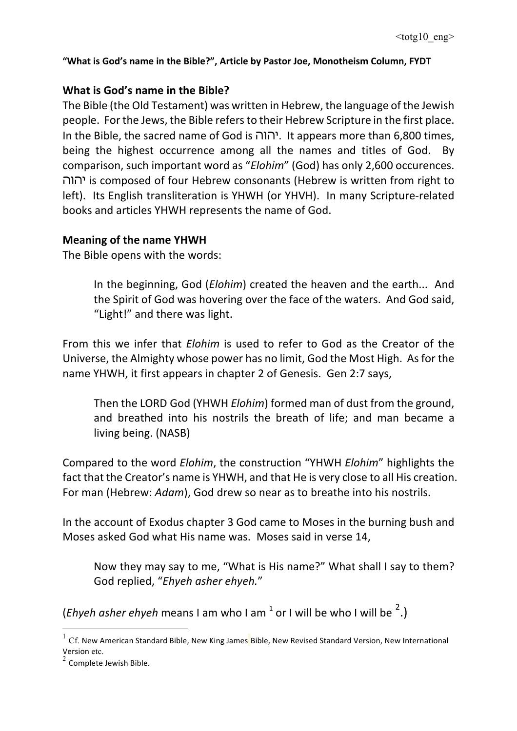**"What is God's name in the Bible?", Article by Pastor Joe, Monotheism Column, FYDT**

## What is God's name in the Bible?

The Bible (the Old Testament) was written in Hebrew, the language of the Jewish people. For the Jews, the Bible refers to their Hebrew Scripture in the first place. In the Bible, the sacred name of God is יהוה. It appears more than 6,800 times, being the highest occurrence among all the names and titles of God. By comparison, such important word as "*Elohim*" (God) has only 2,600 occurences. יהוה is composed of four Hebrew consonants (Hebrew is written from right to left). Its English transliteration is YHWH (or YHVH). In many Scripture-related books and articles YHWH represents the name of God.

## Meaning of the name YHWH

The Bible opens with the words:

> In the beginning, God (*Elohim*) created the heaven and the earth... And the Spirit of God was hovering over the face of the waters. And God said, "Light!" and there was light.

From this we infer that *Elohim* is used to refer to God as the Creator of the Universe, the Almighty whose power has no limit, God the Most High. As for the name YHWH, it first appears in chapter 2 of Genesis. Gen 2:7 says,

> Then the LORD God (YHWH *Elohim*) formed man of dust from the ground, and breathed into his nostrils the breath of life; and man became a living being. (NASB)

Compared to the word *Elohim*, the construction "YHWH *Elohim*" highlights the fact that the Creator's name is YHWH, and that He is very close to all His creation. For man (Hebrew: *Adam*), God drew so near as to breathe into his nostrils.

In the account of Exodus chapter 3 God came to Moses in the burning bush and Moses asked God what His name was. Moses said in verse 14,

> Now they may say to me, "What is His name?" What shall I say to them? God replied, "*Ehyeh asher ehyeh.*"

(*Ehyeh asher ehyeh* means I am who I am [1] or I will be who I will be [2].)

---

[1] Cf. New American Standard Bible, New King James Bible, New Revised Standard Version, New International Version etc.

[2] Complete Jewish Bible.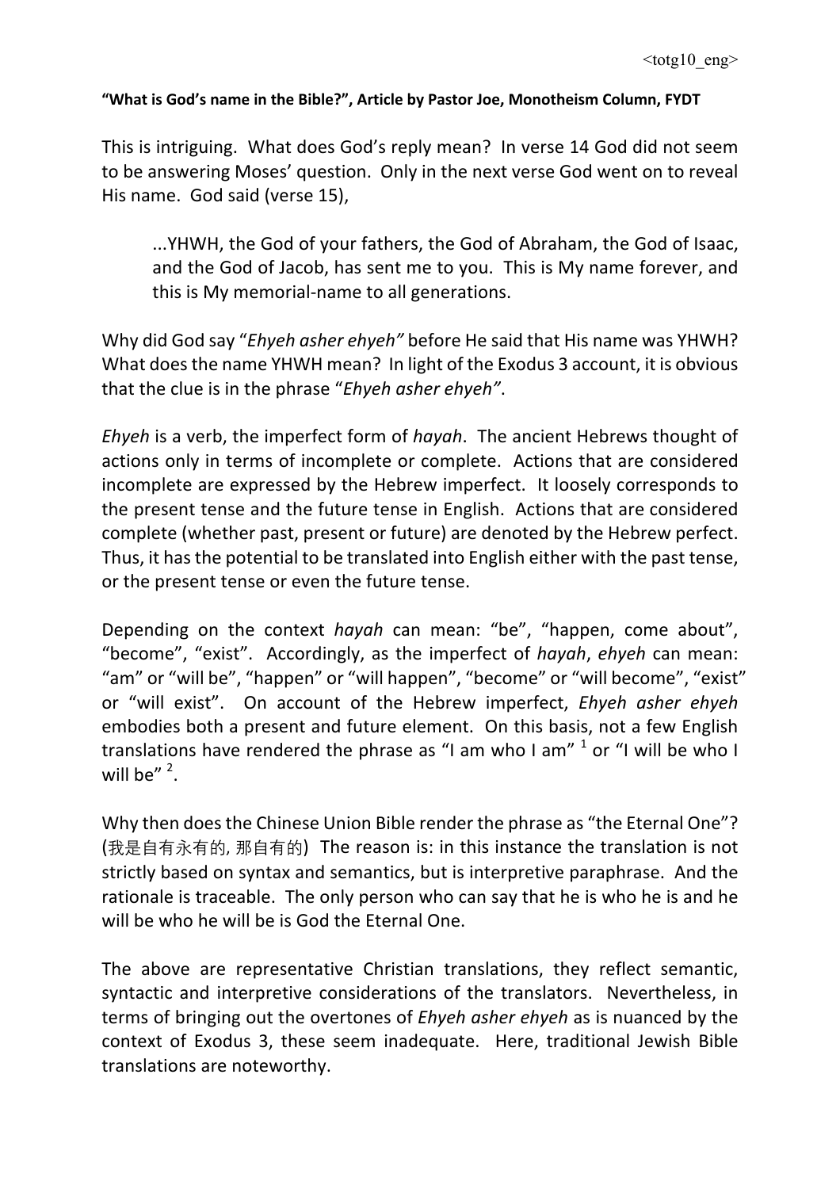**"What is God's name in the Bible?", Article by Pastor Joe, Monotheism Column, FYDT**

This is intriguing. What does God's reply mean? In verse 14 God did not seem to be answering Moses' question. Only in the next verse God went on to reveal His name. God said (verse 15),

> ...YHWH, the God of your fathers, the God of Abraham, the God of Isaac, and the God of Jacob, has sent me to you. This is My name forever, and this is My memorial-name to all generations.

Why did God say "*Ehyeh asher ehyeh"* before He said that His name was YHWH? What does the name YHWH mean? In light of the Exodus 3 account, it is obvious that the clue is in the phrase "*Ehyeh asher ehyeh"*.

*Ehyeh* is a verb, the imperfect form of *hayah*. The ancient Hebrews thought of actions only in terms of incomplete or complete. Actions that are considered incomplete are expressed by the Hebrew imperfect. It loosely corresponds to the present tense and the future tense in English. Actions that are considered complete (whether past, present or future) are denoted by the Hebrew perfect. Thus, it has the potential to be translated into English either with the past tense, or the present tense or even the future tense.

Depending on the context *hayah* can mean: "be", "happen, come about", "become", "exist". Accordingly, as the imperfect of *hayah*, *ehyeh* can mean: "am" or "will be", "happen" or "will happen", "become" or "will become", "exist" or "will exist". On account of the Hebrew imperfect, *Ehyeh asher ehyeh* embodies both a present and future element. On this basis, not a few English translations have rendered the phrase as "I am who I am" [1] or "I will be who I will be" [2].

Why then does the Chinese Union Bible render the phrase as "the Eternal One"? (我是自有永有的, 那自有的) The reason is: in this instance the translation is not strictly based on syntax and semantics, but is interpretive paraphrase. And the rationale is traceable. The only person who can say that he is who he is and he will be who he will be is God the Eternal One.

The above are representative Christian translations, they reflect semantic, syntactic and interpretive considerations of the translators. Nevertheless, in terms of bringing out the overtones of *Ehyeh asher ehyeh* as is nuanced by the context of Exodus 3, these seem inadequate. Here, traditional Jewish Bible translations are noteworthy.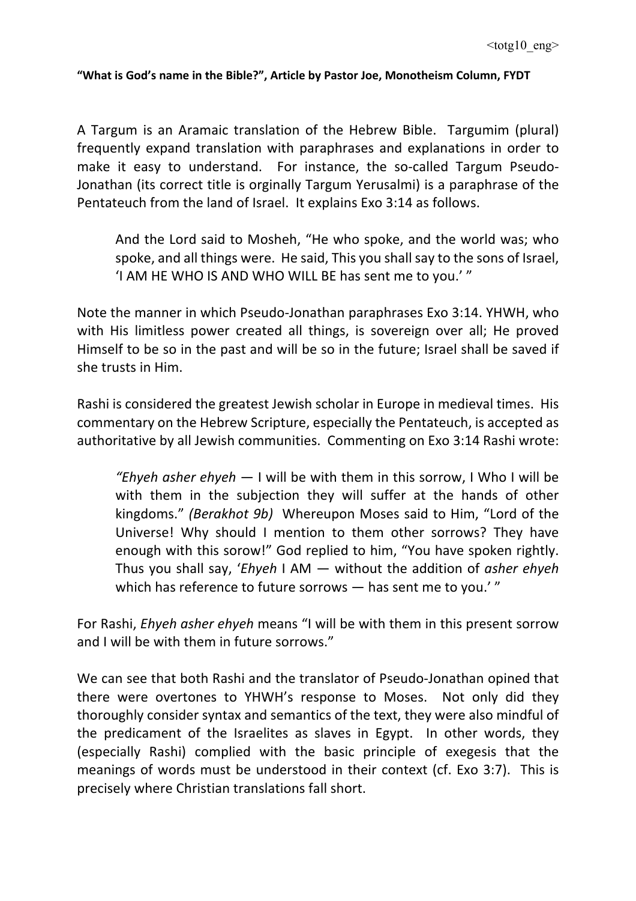**"What is God's name in the Bible?", Article by Pastor Joe, Monotheism Column, FYDT**

A Targum is an Aramaic translation of the Hebrew Bible. Targumim (plural) frequently expand translation with paraphrases and explanations in order to make it easy to understand. For instance, the so-called Targum Pseudo-Jonathan (its correct title is orginally Targum Yerusalmi) is a paraphrase of the Pentateuch from the land of Israel. It explains Exo 3:14 as follows.

> And the Lord said to Mosheh, "He who spoke, and the world was; who spoke, and all things were. He said, This you shall say to the sons of Israel, 'I AM HE WHO IS AND WHO WILL BE has sent me to you.' "

Note the manner in which Pseudo-Jonathan paraphrases Exo 3:14. YHWH, who with His limitless power created all things, is sovereign over all; He proved Himself to be so in the past and will be so in the future; Israel shall be saved if she trusts in Him.

Rashi is considered the greatest Jewish scholar in Europe in medieval times. His commentary on the Hebrew Scripture, especially the Pentateuch, is accepted as authoritative by all Jewish communities. Commenting on Exo 3:14 Rashi wrote:

> *"Ehyeh asher ehyeh* — I will be with them in this sorrow, I Who I will be with them in the subjection they will suffer at the hands of other kingdoms." *(Berakhot 9b)* Whereupon Moses said to Him, "Lord of the Universe! Why should I mention to them other sorrows? They have enough with this sorow!" God replied to him, "You have spoken rightly. Thus you shall say, '*Ehyeh* I AM — without the addition of *asher ehyeh* which has reference to future sorrows — has sent me to you.' "

For Rashi, *Ehyeh asher ehyeh* means "I will be with them in this present sorrow and I will be with them in future sorrows."

We can see that both Rashi and the translator of Pseudo-Jonathan opined that there were overtones to YHWH's response to Moses. Not only did they thoroughly consider syntax and semantics of the text, they were also mindful of the predicament of the Israelites as slaves in Egypt. In other words, they (especially Rashi) complied with the basic principle of exegesis that the meanings of words must be understood in their context (cf. Exo 3:7). This is precisely where Christian translations fall short.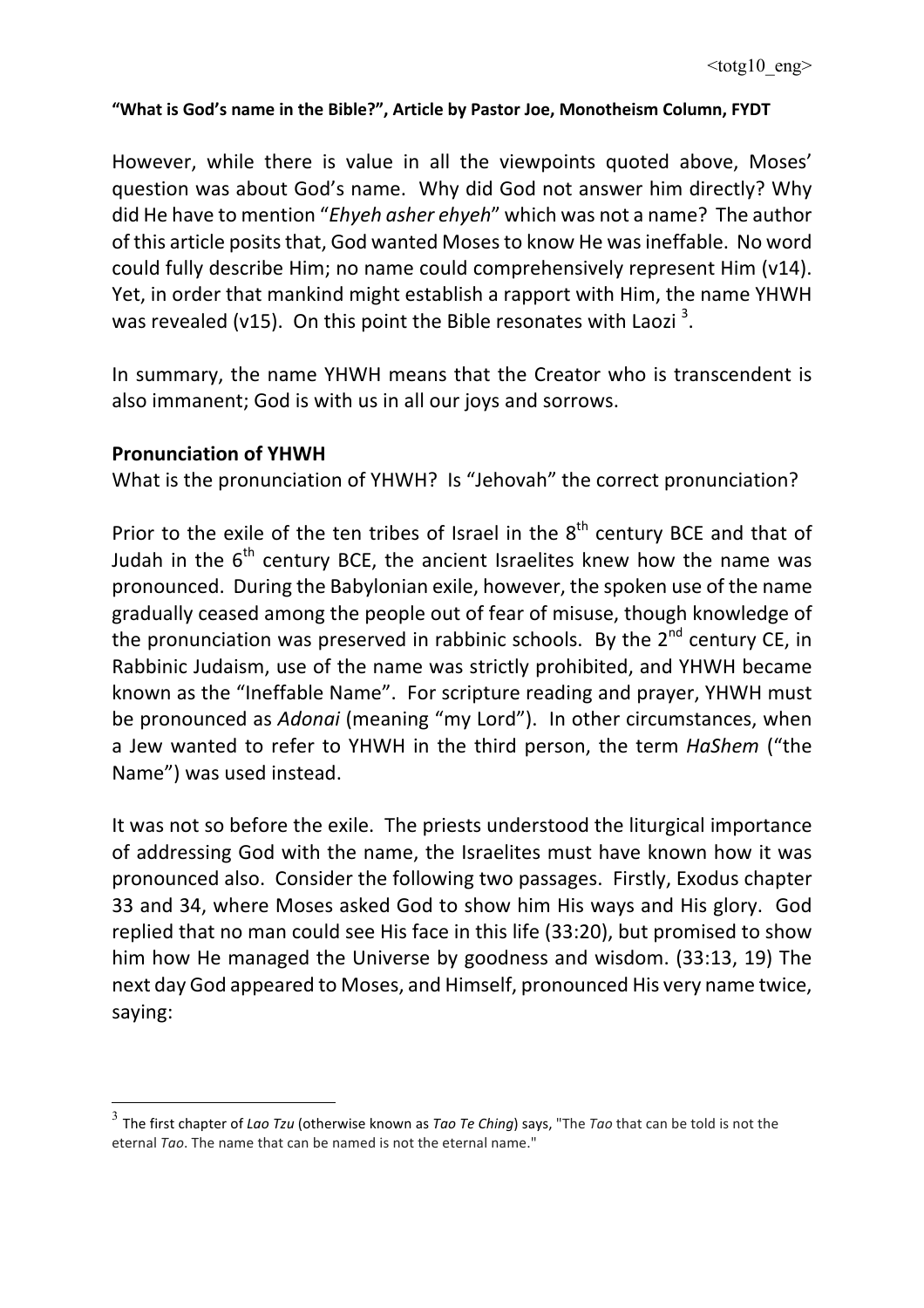**“What is God’s name in the Bible?”, Article by Pastor Joe, Monotheism Column, FYDT**

However, while there is value in all the viewpoints quoted above, Moses’ question was about God’s name. Why did God not answer him directly? Why did He have to mention “*Ehyeh asher ehyeh*” which was not a name? The author of this article posits that, God wanted Moses to know He was ineffable. No word could fully describe Him; no name could comprehensively represent Him (v14). Yet, in order that mankind might establish a rapport with Him, the name YHWH was revealed (v15). On this point the Bible resonates with Laozi [3].

In summary, the name YHWH means that the Creator who is transcendent is also immanent; God is with us in all our joys and sorrows.

## Pronunciation of YHWH

What is the pronunciation of YHWH? Is “Jehovah” the correct pronunciation?

Prior to the exile of the ten tribes of Israel in the 8th century BCE and that of Judah in the 6th century BCE, the ancient Israelites knew how the name was pronounced. During the Babylonian exile, however, the spoken use of the name gradually ceased among the people out of fear of misuse, though knowledge of the pronunciation was preserved in rabbinic schools. By the 2nd century CE, in Rabbinic Judaism, use of the name was strictly prohibited, and YHWH became known as the “Ineffable Name”. For scripture reading and prayer, YHWH must be pronounced as *Adonai* (meaning “my Lord”). In other circumstances, when a Jew wanted to refer to YHWH in the third person, the term *HaShem* (“the Name”) was used instead.

It was not so before the exile. The priests understood the liturgical importance of addressing God with the name, the Israelites must have known how it was pronounced also. Consider the following two passages. Firstly, Exodus chapter 33 and 34, where Moses asked God to show him His ways and His glory. God replied that no man could see His face in this life (33:20), but promised to show him how He managed the Universe by goodness and wisdom. (33:13, 19) The next day God appeared to Moses, and Himself, pronounced His very name twice, saying:

---

[3] The first chapter of *Lao Tzu* (otherwise known as *Tao Te Ching*) says, "The *Tao* that can be told is not the eternal *Tao*. The name that can be named is not the eternal name."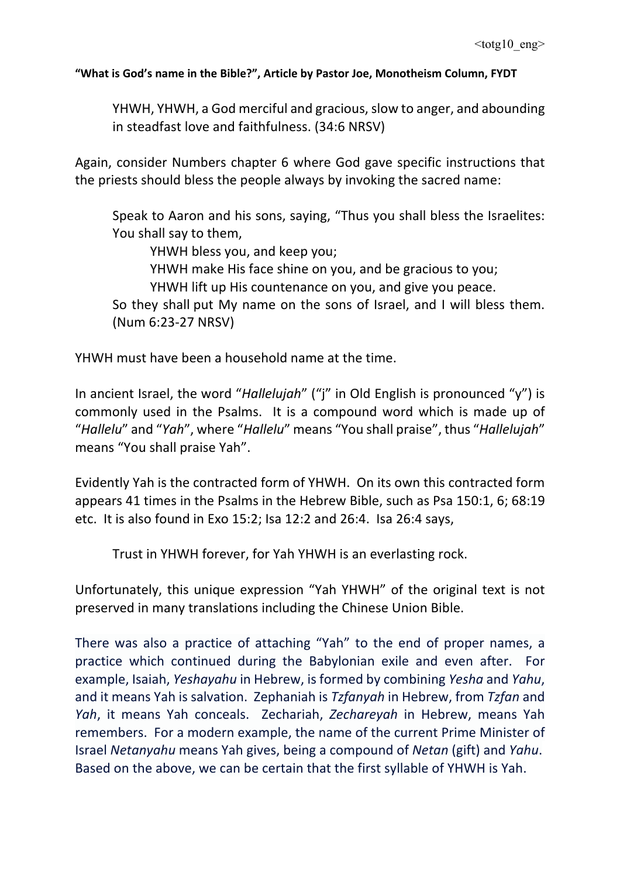YHWH, YHWH, a God merciful and gracious, slow to anger, and abounding in steadfast love and faithfulness. (34:6 NRSV)

Again, consider Numbers chapter 6 where God gave specific instructions that the priests should bless the people always by invoking the sacred name:

> Speak to Aaron and his sons, saying, "Thus you shall bless the Israelites: You shall say to them,
>
> YHWH bless you, and keep you;
> YHWH make His face shine on you, and be gracious to you;
> YHWH lift up His countenance on you, and give you peace.
>
> So they shall put My name on the sons of Israel, and I will bless them. (Num 6:23-27 NRSV)

YHWH must have been a household name at the time.

In ancient Israel, the word "*Hallelujah*" ("j" in Old English is pronounced "y") is commonly used in the Psalms. It is a compound word which is made up of "*Hallelu*" and "*Yah*", where "*Hallelu*" means "You shall praise", thus "*Hallelujah*" means "You shall praise Yah".

Evidently Yah is the contracted form of YHWH. On its own this contracted form appears 41 times in the Psalms in the Hebrew Bible, such as Psa 150:1, 6; 68:19 etc. It is also found in Exo 15:2; Isa 12:2 and 26:4. Isa 26:4 says,

> Trust in YHWH forever, for Yah YHWH is an everlasting rock.

Unfortunately, this unique expression "Yah YHWH" of the original text is not preserved in many translations including the Chinese Union Bible.

There was also a practice of attaching "Yah" to the end of proper names, a practice which continued during the Babylonian exile and even after. For example, Isaiah, *Yeshayahu* in Hebrew, is formed by combining *Yesha* and *Yahu*, and it means Yah is salvation. Zephaniah is *Tzfanyah* in Hebrew, from *Tzfan* and *Yah*, it means Yah conceals. Zechariah, *Zechareyah* in Hebrew, means Yah remembers. For a modern example, the name of the current Prime Minister of Israel *Netanyahu* means Yah gives, being a compound of *Netan* (gift) and *Yahu*. Based on the above, we can be certain that the first syllable of YHWH is Yah.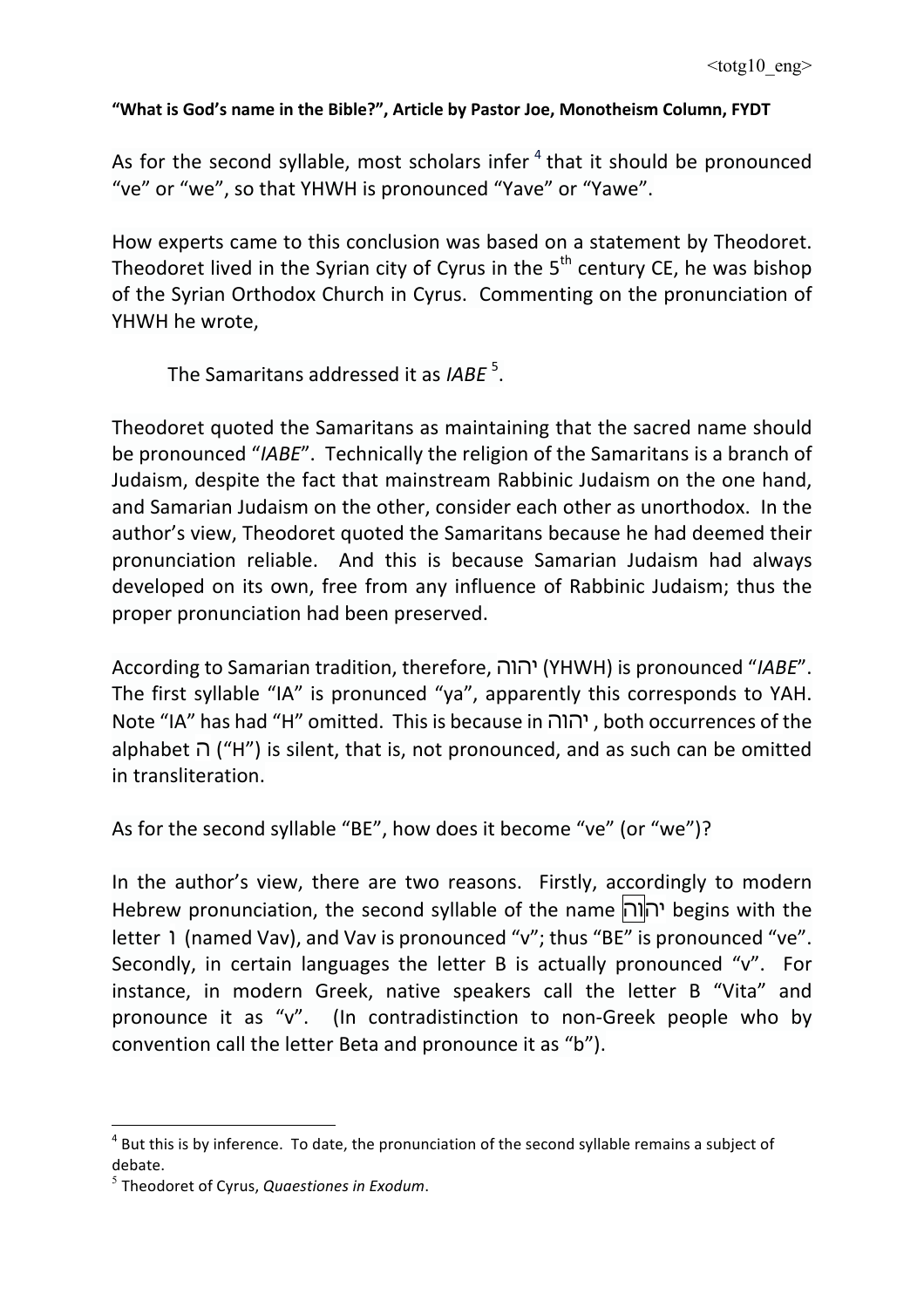**"What is God's name in the Bible?", Article by Pastor Joe, Monotheism Column, FYDT**

As for the second syllable, most scholars infer [4] that it should be pronounced "ve" or "we", so that YHWH is pronounced "Yave" or "Yawe".

How experts came to this conclusion was based on a statement by Theodoret. Theodoret lived in the Syrian city of Cyrus in the 5th century CE, he was bishop of the Syrian Orthodox Church in Cyrus. Commenting on the pronunciation of YHWH he wrote,

> The Samaritans addressed it as *IABE* [5].

Theodoret quoted the Samaritans as maintaining that the sacred name should be pronounced "*IABE*". Technically the religion of the Samaritans is a branch of Judaism, despite the fact that mainstream Rabbinic Judaism on the one hand, and Samarian Judaism on the other, consider each other as unorthodox. In the author's view, Theodoret quoted the Samaritans because he had deemed their pronunciation reliable. And this is because Samarian Judaism had always developed on its own, free from any influence of Rabbinic Judaism; thus the proper pronunciation had been preserved.

According to Samarian tradition, therefore, יהוה (YHWH) is pronounced "*IABE*". The first syllable "IA" is pronounced "ya", apparently this corresponds to YAH. Note "IA" has had "H" omitted. This is because in יהוה, both occurrences of the alphabet ה ("H") is silent, that is, not pronounced, and as such can be omitted in transliteration.

As for the second syllable "BE", how does it become "ve" (or "we")?

In the author's view, there are two reasons. Firstly, accordingly to modern Hebrew pronunciation, the second syllable of the name יהוה begins with the letter ו (named Vav), and Vav is pronounced "v"; thus "BE" is pronounced "ve". Secondly, in certain languages the letter B is actually pronounced "v". For instance, in modern Greek, native speakers call the letter B "Vita" and pronounce it as "v". (In contradistinction to non-Greek people who by convention call the letter Beta and pronounce it as "b").

---

[4] But this is by inference. To date, the pronunciation of the second syllable remains a subject of debate.

[5] Theodoret of Cyrus, *Quaestiones in Exodum*.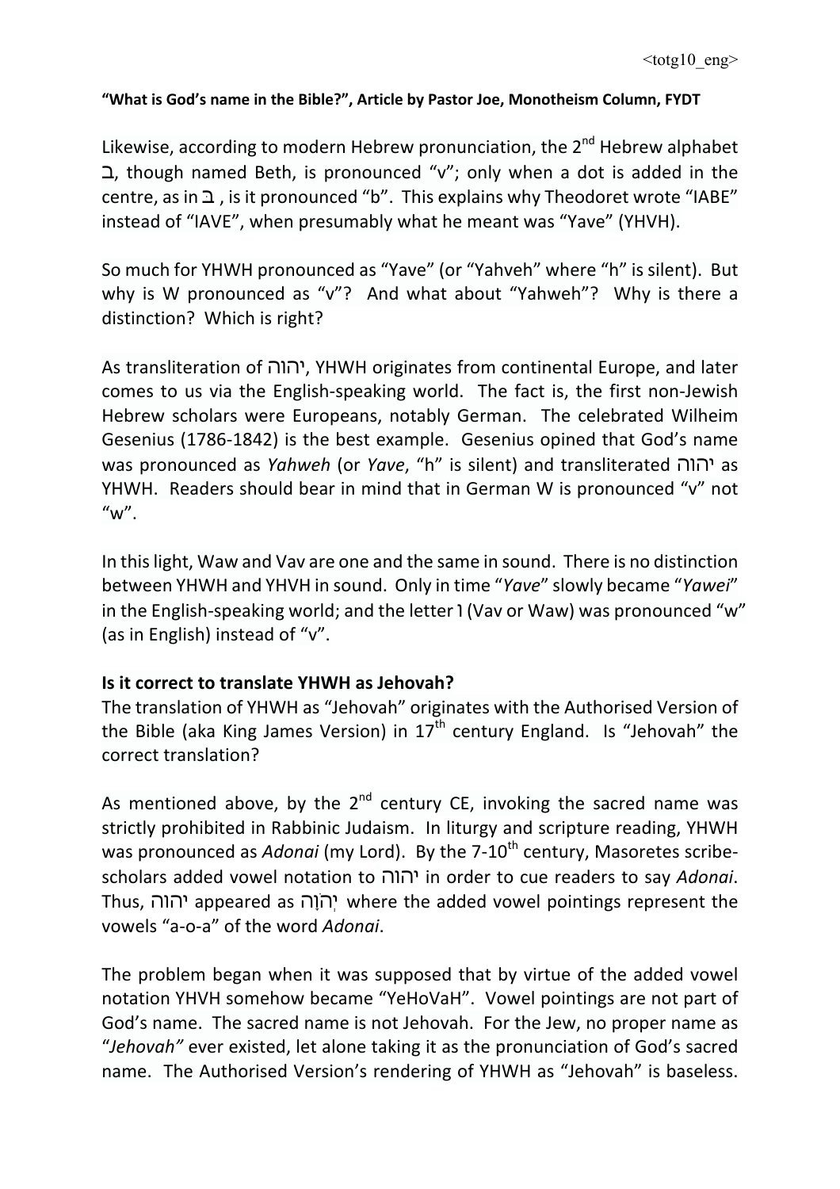**"What is God's name in the Bible?", Article by Pastor Joe, Monotheism Column, FYDT**

Likewise, according to modern Hebrew pronunciation, the 2nd Hebrew alphabet ב, though named Beth, is pronounced "v"; only when a dot is added in the centre, as in בּ , is it pronounced "b". This explains why Theodoret wrote "IABE" instead of "IAVE", when presumably what he meant was "Yave" (YHVH).

So much for YHWH pronounced as "Yave" (or "Yahveh" where "h" is silent). But why is W pronounced as "v"? And what about "Yahweh"? Why is there a distinction? Which is right?

As transliteration of יהוה, YHWH originates from continental Europe, and later comes to us via the English-speaking world. The fact is, the first non-Jewish Hebrew scholars were Europeans, notably German. The celebrated Wilheim Gesenius (1786-1842) is the best example. Gesenius opined that God's name was pronounced as *Yahweh* (or *Yave*, "h" is silent) and transliterated יהוה as YHWH. Readers should bear in mind that in German W is pronounced "v" not "w".

In this light, Waw and Vav are one and the same in sound. There is no distinction between YHWH and YHVH in sound. Only in time "*Yave*" slowly became "*Yawei*" in the English-speaking world; and the letter ו (Vav or Waw) was pronounced "w" (as in English) instead of "v".

## Is it correct to translate YHWH as Jehovah?

The translation of YHWH as "Jehovah" originates with the Authorised Version of the Bible (aka King James Version) in 17th century England. Is "Jehovah" the correct translation?

As mentioned above, by the 2nd century CE, invoking the sacred name was strictly prohibited in Rabbinic Judaism. In liturgy and scripture reading, YHWH was pronounced as *Adonai* (my Lord). By the 7-10th century, Masoretes scribe-scholars added vowel notation to יהוה in order to cue readers to say *Adonai*. Thus, יהוה appeared as יְהֹוָה where the added vowel pointings represent the vowels "a-o-a" of the word *Adonai*.

The problem began when it was supposed that by virtue of the added vowel notation YHVH somehow became "YeHoVaH". Vowel pointings are not part of God's name. The sacred name is not Jehovah. For the Jew, no proper name as "*Jehovah*" ever existed, let alone taking it as the pronunciation of God's sacred name. The Authorised Version's rendering of YHWH as "Jehovah" is baseless.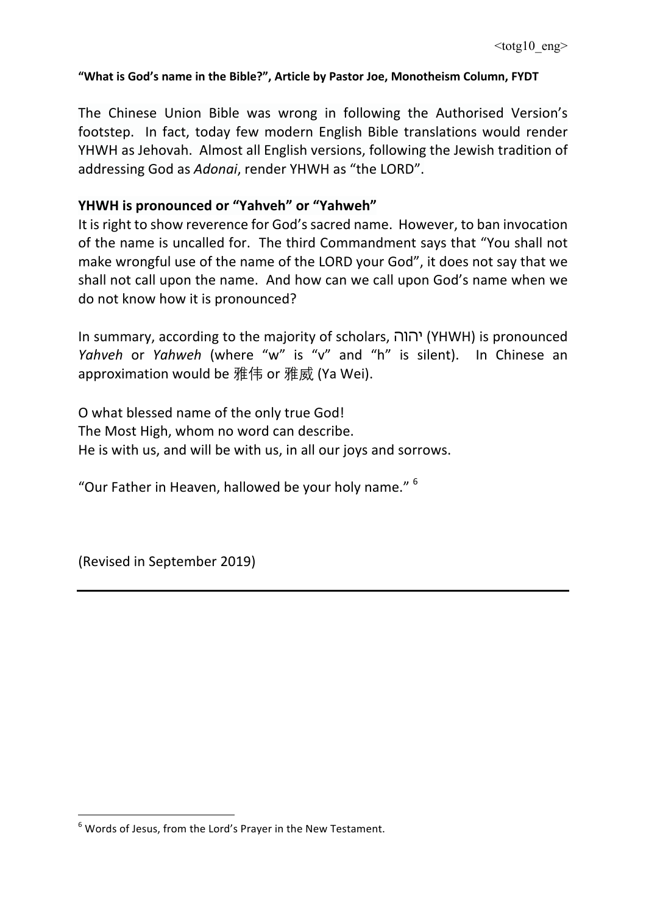**"What is God's name in the Bible?", Article by Pastor Joe, Monotheism Column, FYDT**

The Chinese Union Bible was wrong in following the Authorised Version's footstep. In fact, today few modern English Bible translations would render YHWH as Jehovah. Almost all English versions, following the Jewish tradition of addressing God as *Adonai*, render YHWH as "the LORD".

**YHWH is pronounced or "Yahveh" or "Yahweh"**

It is right to show reverence for God's sacred name. However, to ban invocation of the name is uncalled for. The third Commandment says that "You shall not make wrongful use of the name of the LORD your God", it does not say that we shall not call upon the name. And how can we call upon God's name when we do not know how it is pronounced?

In summary, according to the majority of scholars, יהוה (YHWH) is pronounced *Yahveh* or *Yahweh* (where "w" is "v" and "h" is silent). In Chinese an approximation would be 雅伟 or 雅威 (Ya Wei).

O what blessed name of the only true God!
The Most High, whom no word can describe.
He is with us, and will be with us, in all our joys and sorrows.

"Our Father in Heaven, hallowed be your holy name." [6]

(Revised in September 2019)

---

[6] Words of Jesus, from the Lord's Prayer in the New Testament.